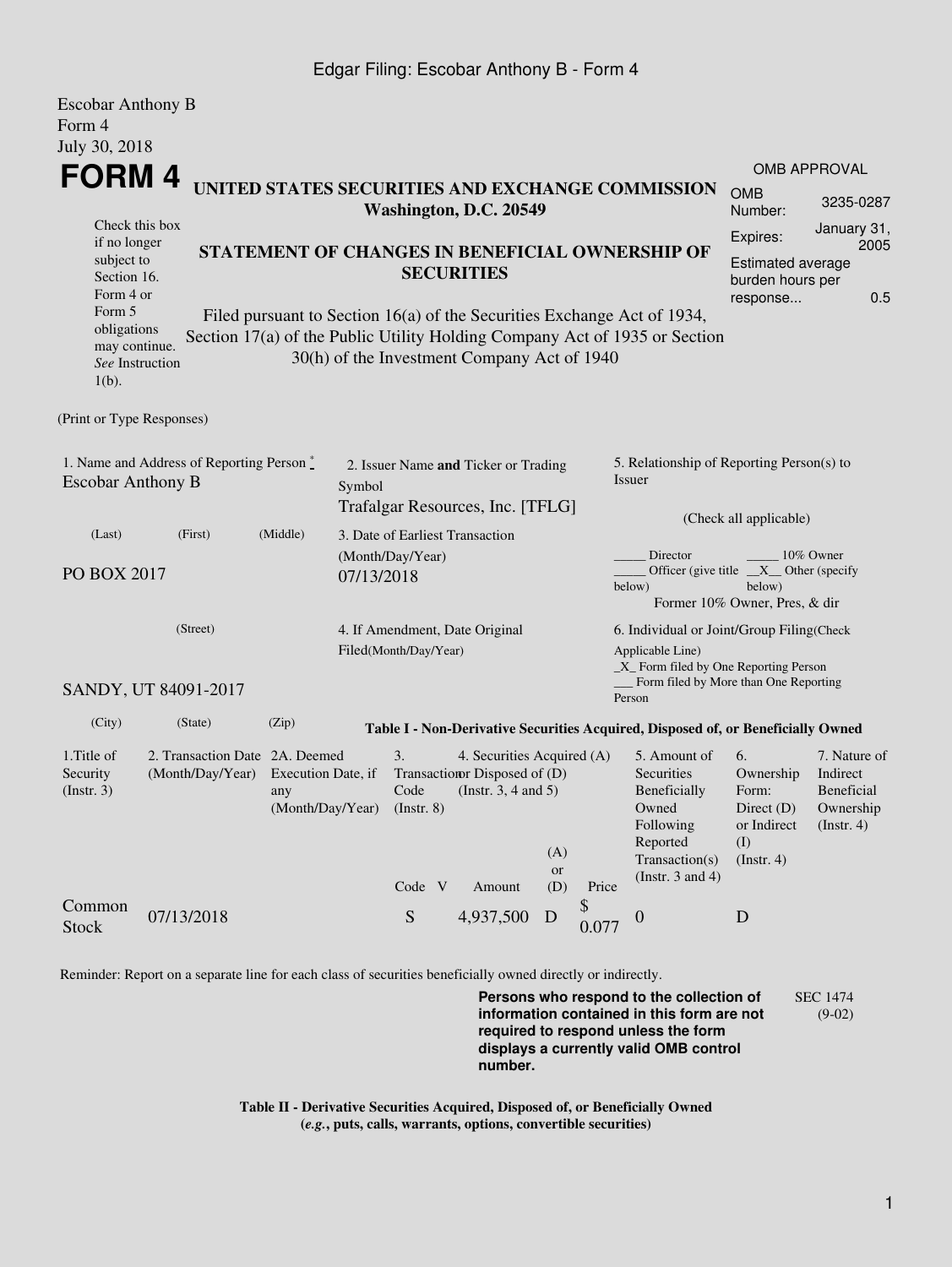Escobar Anthony B
Form 4
July 30, 2018

# FORM 4

**UNITED STATES SECURITIES AND EXCHANGE COMMISSION**
**Washington, D.C. 20549**

**STATEMENT OF CHANGES IN BENEFICIAL OWNERSHIP OF SECURITIES**

Filed pursuant to Section 16(a) of the Securities Exchange Act of 1934, Section 17(a) of the Public Utility Holding Company Act of 1935 or Section 30(h) of the Investment Company Act of 1940

Check this box if no longer subject to Section 16. Form 4 or Form 5 obligations may continue. *See* Instruction 1(b).

| OMB APPROVAL | |
|---|---|
| OMB Number: | 3235-0287 |
| Expires: | January 31, 2005 |
| Estimated average burden hours per response... | 0.5 |

(Print or Type Responses)

1. Name and Address of Reporting Person *
Escobar Anthony B

(Last) (First) (Middle)

PO BOX 2017

(Street)

SANDY, UT 84091-2017

(City) (State) (Zip)

2. Issuer Name **and** Ticker or Trading Symbol
Trafalgar Resources, Inc. [TFLG]

3. Date of Earliest Transaction (Month/Day/Year)
07/13/2018

4. If Amendment, Date Original Filed(Month/Day/Year)

5. Relationship of Reporting Person(s) to Issuer

(Check all applicable)

_____ Director _____ 10% Owner
_____ Officer (give title below) __X__ Other (specify below)
Former 10% Owner, Pres, & dir

6. Individual or Joint/Group Filing(Check Applicable Line)
_X_ Form filed by One Reporting Person
___ Form filed by More than One Reporting Person

**Table I - Non-Derivative Securities Acquired, Disposed of, or Beneficially Owned**

| 1.Title of Security (Instr. 3) | 2. Transaction Date (Month/Day/Year) | 2A. Deemed Execution Date, if any (Month/Day/Year) | 3. Transaction Code (Instr. 8) | | 4. Securities Acquired (A) or Disposed of (D) (Instr. 3, 4 and 5) | | | 5. Amount of Securities Beneficially Owned Following Reported Transaction(s) (Instr. 3 and 4) | 6. Ownership Form: Direct (D) or Indirect (I) (Instr. 4) | 7. Nature of Indirect Beneficial Ownership (Instr. 4) |
|---|---|---|---|---|---|---|---|---|---|---|
| | | | Code | V | Amount | (A) or (D) | Price | | | |
| Common Stock | 07/13/2018 | | S | | 4,937,500 | D | $ 0.077 | 0 | D | |

Reminder: Report on a separate line for each class of securities beneficially owned directly or indirectly.

**Persons who respond to the collection of information contained in this form are not required to respond unless the form displays a currently valid OMB control number.**

SEC 1474 (9-02)

**Table II - Derivative Securities Acquired, Disposed of, or Beneficially Owned**
**(*e.g.*, puts, calls, warrants, options, convertible securities)**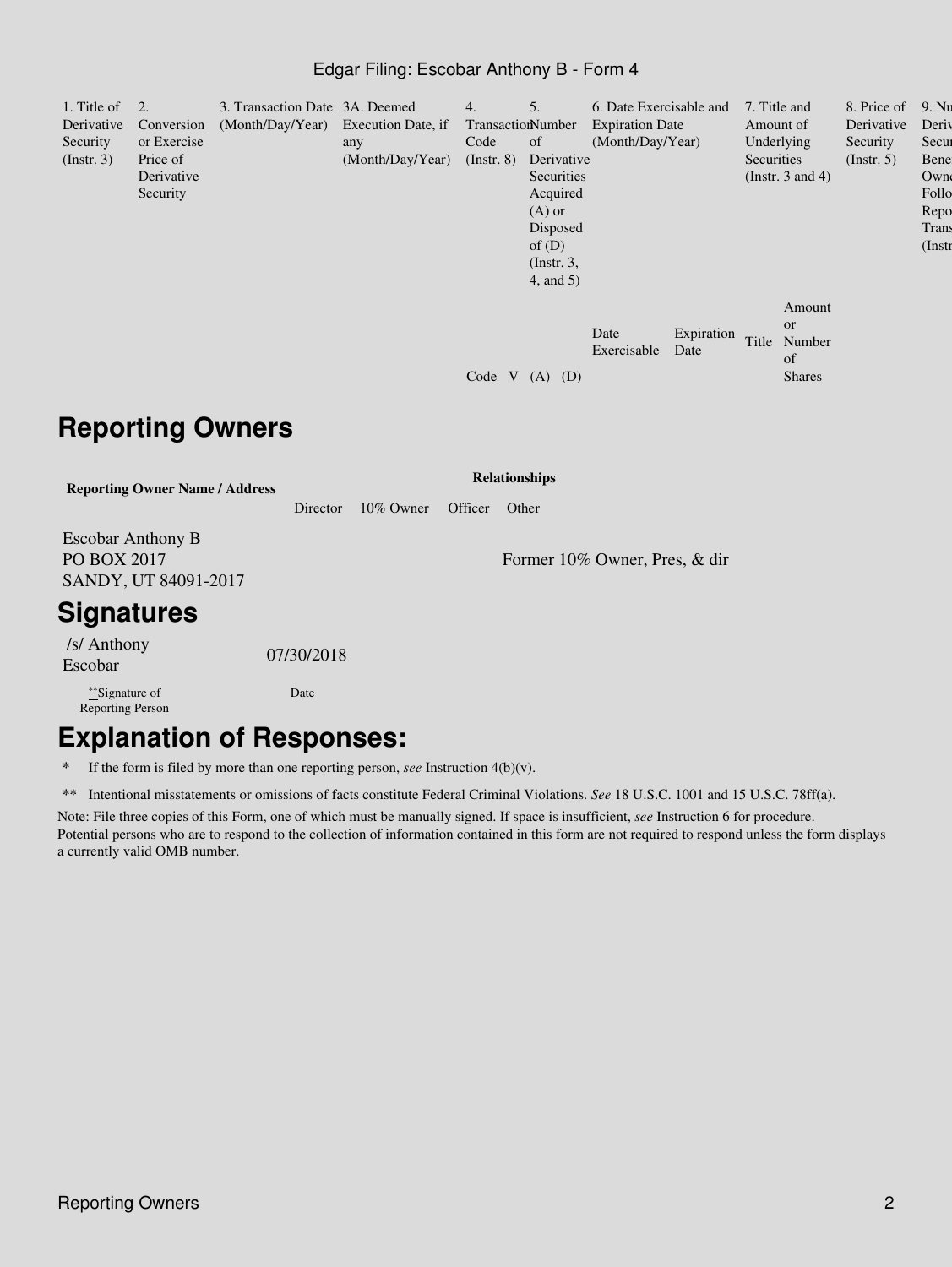| 1. Title of Derivative Security (Instr. 3) | 2. Conversion or Exercise Price of Derivative Security | 3. Transaction Date (Month/Day/Year) | 3A. Deemed Execution Date, if any (Month/Day/Year) | 4. Transaction Code (Instr. 8) | | 5. Number of Derivative Securities Acquired (A) or Disposed of (D) (Instr. 3, 4, and 5) | | 6. Date Exercisable and Expiration Date (Month/Day/Year) | | 7. Title and Amount of Underlying Securities (Instr. 3 and 4) | | 8. Price of Derivative Security (Instr. 5) | 9. Nu Deriv Secur Bene Owne Follo Repo Trans (Instr |
|---|---|---|---|---|---|---|---|---|---|---|---|---|---|
| | | | | Code | V | (A) | (D) | Date Exercisable | Expiration Date | Title | Amount or Number of Shares | | |

## Reporting Owners

| Reporting Owner Name / Address | Relationships | | | |
|---|---|---|---|---|
| | Director | 10% Owner | Officer | Other |
| Escobar Anthony B<br>PO BOX 2017<br>SANDY, UT 84091-2017 | | | | Former 10% Owner, Pres, & dir |

## Signatures

| /s/ Anthony Escobar | 07/30/2018 |
|---|---|
| **Signature of Reporting Person | Date |

## Explanation of Responses:

\* If the form is filed by more than one reporting person, *see* Instruction 4(b)(v).

\** Intentional misstatements or omissions of facts constitute Federal Criminal Violations. *See* 18 U.S.C. 1001 and 15 U.S.C. 78ff(a).

Note: File three copies of this Form, one of which must be manually signed. If space is insufficient, *see* Instruction 6 for procedure.
Potential persons who are to respond to the collection of information contained in this form are not required to respond unless the form displays a currently valid OMB number.